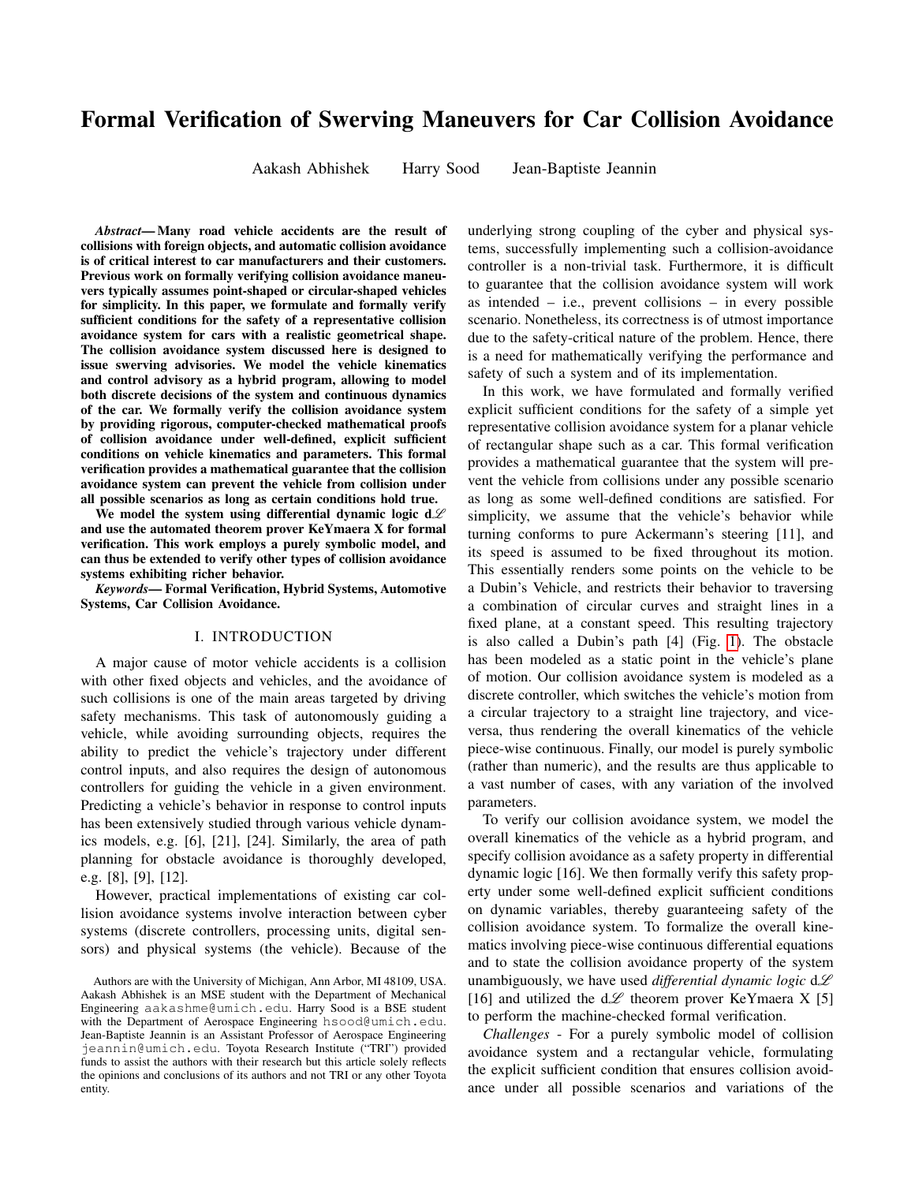# Formal Verification of Swerving Maneuvers for Car Collision Avoidance

Aakash Abhishek  Harry Sood  Jean-Baptiste Jeannin

***Abstract*— Many road vehicle accidents are the result of collisions with foreign objects, and automatic collision avoidance is of critical interest to car manufacturers and their customers. Previous work on formally verifying collision avoidance maneuvers typically assumes point-shaped or circular-shaped vehicles for simplicity. In this paper, we formulate and formally verify sufficient conditions for the safety of a representative collision avoidance system for cars with a realistic geometrical shape. The collision avoidance system discussed here is designed to issue swerving advisories. We model the vehicle kinematics and control advisory as a hybrid program, allowing to model both discrete decisions of the system and continuous dynamics of the car. We formally verify the collision avoidance system by providing rigorous, computer-checked mathematical proofs of collision avoidance under well-defined, explicit sufficient conditions on vehicle kinematics and parameters. This formal verification provides a mathematical guarantee that the collision avoidance system can prevent the vehicle from collision under all possible scenarios as long as certain conditions hold true.**

**We model the system using differential dynamic logic d$\mathcal{L}$ and use the automated theorem prover KeYmaera X for formal verification. This work employs a purely symbolic model, and can thus be extended to verify other types of collision avoidance systems exhibiting richer behavior.**

***Keywords*— Formal Verification, Hybrid Systems, Automotive Systems, Car Collision Avoidance.**

## I. INTRODUCTION

A major cause of motor vehicle accidents is a collision with other fixed objects and vehicles, and the avoidance of such collisions is one of the main areas targeted by driving safety mechanisms. This task of autonomously guiding a vehicle, while avoiding surrounding objects, requires the ability to predict the vehicle's trajectory under different control inputs, and also requires the design of autonomous controllers for guiding the vehicle in a given environment. Predicting a vehicle's behavior in response to control inputs has been extensively studied through various vehicle dynamics models, e.g. [6], [21], [24]. Similarly, the area of path planning for obstacle avoidance is thoroughly developed, e.g. [8], [9], [12].

However, practical implementations of existing car collision avoidance systems involve interaction between cyber systems (discrete controllers, processing units, digital sensors) and physical systems (the vehicle). Because of the underlying strong coupling of the cyber and physical systems, successfully implementing such a collision-avoidance controller is a non-trivial task. Furthermore, it is difficult to guarantee that the collision avoidance system will work as intended – i.e., prevent collisions – in every possible scenario. Nonetheless, its correctness is of utmost importance due to the safety-critical nature of the problem. Hence, there is a need for mathematically verifying the performance and safety of such a system and of its implementation.

In this work, we have formulated and formally verified explicit sufficient conditions for the safety of a simple yet representative collision avoidance system for a planar vehicle of rectangular shape such as a car. This formal verification provides a mathematical guarantee that the system will prevent the vehicle from collisions under any possible scenario as long as some well-defined conditions are satisfied. For simplicity, we assume that the vehicle's behavior while turning conforms to pure Ackermann's steering [11], and its speed is assumed to be fixed throughout its motion. This essentially renders some points on the vehicle to be a Dubin's Vehicle, and restricts their behavior to traversing a combination of circular curves and straight lines in a fixed plane, at a constant speed. This resulting trajectory is also called a Dubin's path [4] (Fig. 1). The obstacle has been modeled as a static point in the vehicle's plane of motion. Our collision avoidance system is modeled as a discrete controller, which switches the vehicle's motion from a circular trajectory to a straight line trajectory, and vice-versa, thus rendering the overall kinematics of the vehicle piece-wise continuous. Finally, our model is purely symbolic (rather than numeric), and the results are thus applicable to a vast number of cases, with any variation of the involved parameters.

To verify our collision avoidance system, we model the overall kinematics of the vehicle as a hybrid program, and specify collision avoidance as a safety property in differential dynamic logic [16]. We then formally verify this safety property under some well-defined explicit sufficient conditions on dynamic variables, thereby guaranteeing safety of the collision avoidance system. To formalize the overall kinematics involving piece-wise continuous differential equations and to state the collision avoidance property of the system unambiguously, we have used *differential dynamic logic* d$\mathcal{L}$ [16] and utilized the d$\mathcal{L}$ theorem prover KeYmaera X [5] to perform the machine-checked formal verification.

*Challenges* - For a purely symbolic model of collision avoidance system and a rectangular vehicle, formulating the explicit sufficient condition that ensures collision avoidance under all possible scenarios and variations of the

Authors are with the University of Michigan, Ann Arbor, MI 48109, USA. Aakash Abhishek is an MSE student with the Department of Mechanical Engineering aakashme@umich.edu. Harry Sood is a BSE student with the Department of Aerospace Engineering hsood@umich.edu. Jean-Baptiste Jeannin is an Assistant Professor of Aerospace Engineering jeannin@umich.edu. Toyota Research Institute ("TRI") provided funds to assist the authors with their research but this article solely reflects the opinions and conclusions of its authors and not TRI or any other Toyota entity.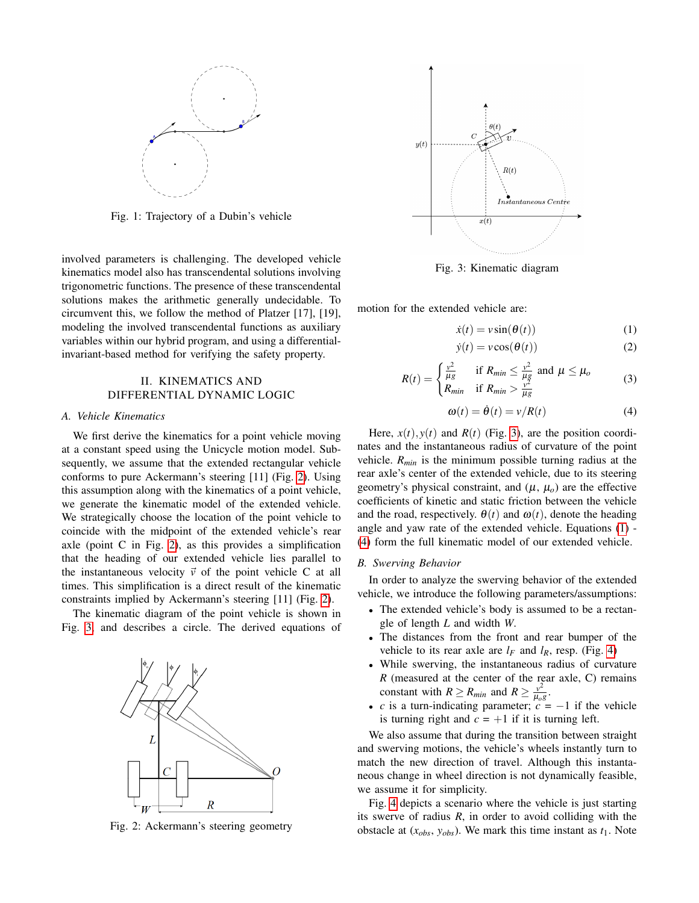Fig. 1: Trajectory of a Dubin's vehicle

involved parameters is challenging. The developed vehicle kinematics model also has transcendental solutions involving trigonometric functions. The presence of these transcendental solutions makes the arithmetic generally undecidable. To circumvent this, we follow the method of Platzer [17], [19], modeling the involved transcendental functions as auxiliary variables within our hybrid program, and using a differential-invariant-based method for verifying the safety property.

## II. KINEMATICS AND DIFFERENTIAL DYNAMIC LOGIC

### A. Vehicle Kinematics

We first derive the kinematics for a point vehicle moving at a constant speed using the Unicycle motion model. Subsequently, we assume that the extended rectangular vehicle conforms to pure Ackermann's steering [11] (Fig. 2). Using this assumption along with the kinematics of a point vehicle, we generate the kinematic model of the extended vehicle. We strategically choose the location of the point vehicle to coincide with the midpoint of the extended vehicle's rear axle (point C in Fig. 2), as this provides a simplification that the heading of our extended vehicle lies parallel to the instantaneous velocity $\vec{v}$ of the point vehicle C at all times. This simplification is a direct result of the kinematic constraints implied by Ackermann's steering [11] (Fig. 2).

The kinematic diagram of the point vehicle is shown in Fig. 3. and describes a circle. The derived equations of

Fig. 2: Ackermann's steering geometry

Fig. 3: Kinematic diagram

motion for the extended vehicle are:

$$\dot{x}(t) = v\sin(\theta(t)) \tag{1}$$

$$\dot{y}(t) = v\cos(\theta(t)) \tag{2}$$

$$R(t) = \begin{cases} \frac{v^2}{\mu g} & \text{if } R_{min} \leq \frac{v^2}{\mu g} \text{ and } \mu \leq \mu_o \\ R_{min} & \text{if } R_{min} > \frac{v^2}{\mu g} \end{cases} \tag{3}$$

$$\omega(t) = \dot{\theta}(t) = v/R(t) \tag{4}$$

Here, $x(t), y(t)$ and $R(t)$ (Fig. 3), are the position coordinates and the instantaneous radius of curvature of the point vehicle. $R_{min}$ is the minimum possible turning radius at the rear axle's center of the extended vehicle, due to its steering geometry's physical constraint, and ($\mu$, $\mu_o$) are the effective coefficients of kinetic and static friction between the vehicle and the road, respectively. $\theta(t)$ and $\omega(t)$, denote the heading angle and yaw rate of the extended vehicle. Equations (1) - (4) form the full kinematic model of our extended vehicle.

### B. Swerving Behavior

In order to analyze the swerving behavior of the extended vehicle, we introduce the following parameters/assumptions:

- The extended vehicle's body is assumed to be a rectangle of length $L$ and width $W$.
- The distances from the front and rear bumper of the vehicle to its rear axle are $l_F$ and $l_R$, resp. (Fig. 4)
- While swerving, the instantaneous radius of curvature $R$ (measured at the center of the rear axle, C) remains constant with $R \geq R_{min}$ and $R \geq \frac{v^2}{\mu_o g}$.
- $c$ is a turn-indicating parameter; $c = -1$ if the vehicle is turning right and $c = +1$ if it is turning left.

We also assume that during the transition between straight and swerving motions, the vehicle's wheels instantly turn to match the new direction of travel. Although this instantaneous change in wheel direction is not dynamically feasible, we assume it for simplicity.

Fig. 4 depicts a scenario where the vehicle is just starting its swerve of radius $R$, in order to avoid colliding with the obstacle at ($x_{obs}$, $y_{obs}$). We mark this time instant as $t_1$. Note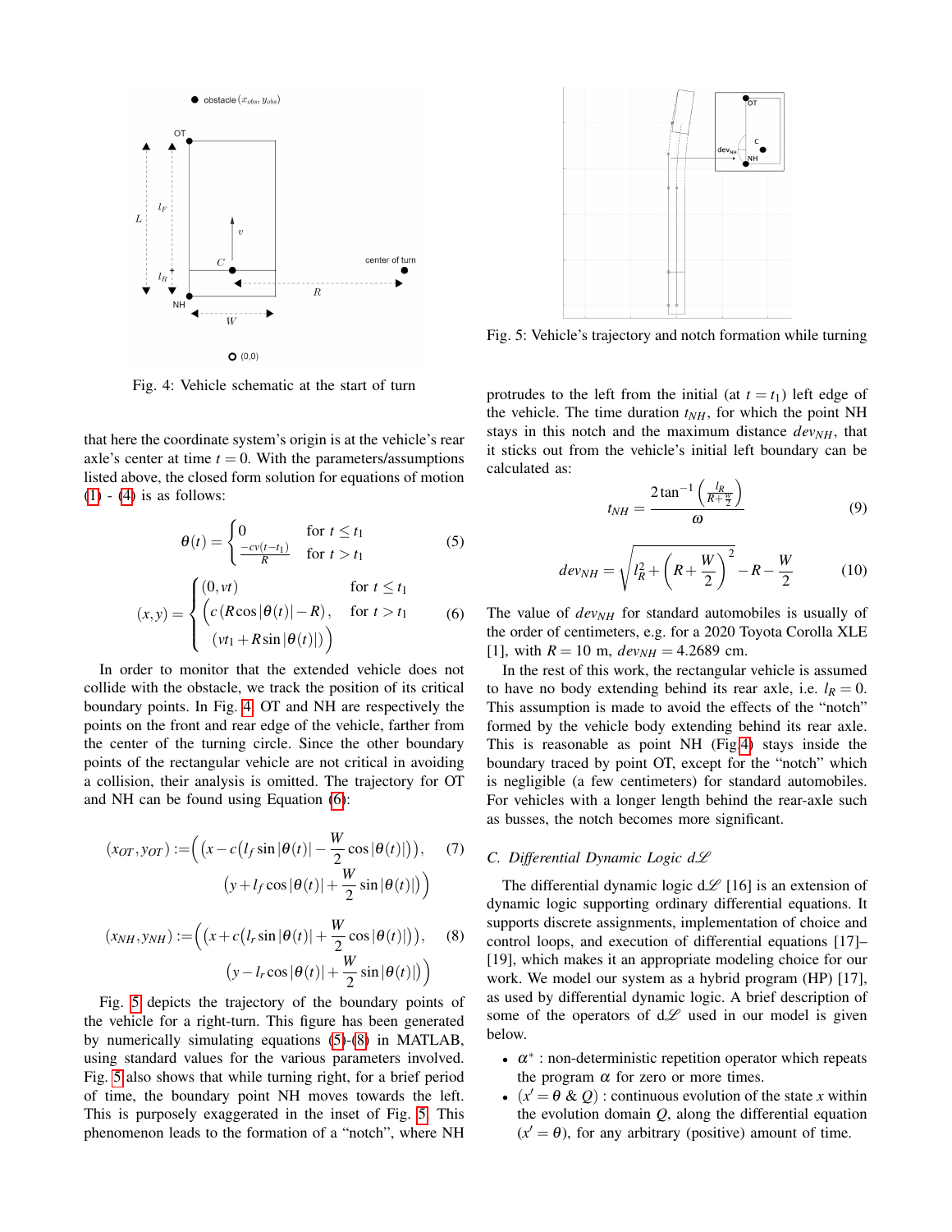Fig. 4: Vehicle schematic at the start of turn

that here the coordinate system's origin is at the vehicle's rear axle's center at time $t = 0$. With the parameters/assumptions listed above, the closed form solution for equations of motion (1) - (4) is as follows:

$$\theta(t) = \begin{cases} 0 & \text{for } t \leq t_1 \\ \frac{-cv(t-t_1)}{R} & \text{for } t > t_1 \end{cases} \tag{5}$$

$$(x,y) = \begin{cases} (0, vt) & \text{for } t \leq t_1 \\ \Big(c\,(R\cos|\theta(t)| - R), & \text{for } t > t_1 \\ \quad (vt_1 + R\sin|\theta(t)|)\Big) & \end{cases} \tag{6}$$

In order to monitor that the extended vehicle does not collide with the obstacle, we track the position of its critical boundary points. In Fig. 4 OT and NH are respectively the points on the front and rear edge of the vehicle, farther from the center of the turning circle. Since the other boundary points of the rectangular vehicle are not critical in avoiding a collision, their analysis is omitted. The trajectory for OT and NH can be found using Equation (6):

$$(x_{OT}, y_{OT}) := \Big(\big(x - c(l_f \sin|\theta(t)| - \frac{W}{2}\cos|\theta(t)|)\big), \quad \big(y + l_f\cos|\theta(t)| + \frac{W}{2}\sin|\theta(t)|\big)\Big) \tag{7}$$

$$(x_{NH}, y_{NH}) := \Big(\big(x + c(l_r \sin|\theta(t)| + \frac{W}{2}\cos|\theta(t)|)\big), \quad \big(y - l_r\cos|\theta(t)| + \frac{W}{2}\sin|\theta(t)|\big)\Big) \tag{8}$$

Fig. 5 depicts the trajectory of the boundary points of the vehicle for a right-turn. This figure has been generated by numerically simulating equations (5)-(8) in MATLAB, using standard values for the various parameters involved. Fig. 5 also shows that while turning right, for a brief period of time, the boundary point NH moves towards the left. This is purposely exaggerated in the inset of Fig. 5. This phenomenon leads to the formation of a "notch", where NH

Fig. 5: Vehicle's trajectory and notch formation while turning

protrudes to the left from the initial (at $t = t_1$) left edge of the vehicle. The time duration $t_{NH}$, for which the point NH stays in this notch and the maximum distance $dev_{NH}$, that it sticks out from the vehicle's initial left boundary can be calculated as:

$$t_{NH} = \frac{2\tan^{-1}\left(\frac{l_R}{R+\frac{W}{2}}\right)}{\omega} \tag{9}$$

$$dev_{NH} = \sqrt{l_R^2 + \left(R + \frac{W}{2}\right)^2} - R - \frac{W}{2} \tag{10}$$

The value of $dev_{NH}$ for standard automobiles is usually of the order of centimeters, e.g. for a 2020 Toyota Corolla XLE [1], with $R = 10$ m, $dev_{NH} = 4.2689$ cm.

In the rest of this work, the rectangular vehicle is assumed to have no body extending behind its rear axle, i.e. $l_R = 0$. This assumption is made to avoid the effects of the "notch" formed by the vehicle body extending behind its rear axle. This is reasonable as point NH (Fig 4) stays inside the boundary traced by point OT, except for the "notch" which is negligible (a few centimeters) for standard automobiles. For vehicles with a longer length behind the rear-axle such as busses, the notch becomes more significant.

### C. Differential Dynamic Logic $d\mathcal{L}$

The differential dynamic logic $d\mathcal{L}$ [16] is an extension of dynamic logic supporting ordinary differential equations. It supports discrete assignments, implementation of choice and control loops, and execution of differential equations [17]–[19], which makes it an appropriate modeling choice for our work. We model our system as a hybrid program (HP) [17], as used by differential dynamic logic. A brief description of some of the operators of $d\mathcal{L}$ used in our model is given below.

- $\alpha^*$ : non-deterministic repetition operator which repeats the program $\alpha$ for zero or more times.
- $(x' = \theta \;\&\; Q)$ : continuous evolution of the state $x$ within the evolution domain $Q$, along the differential equation $(x' = \theta)$, for any arbitrary (positive) amount of time.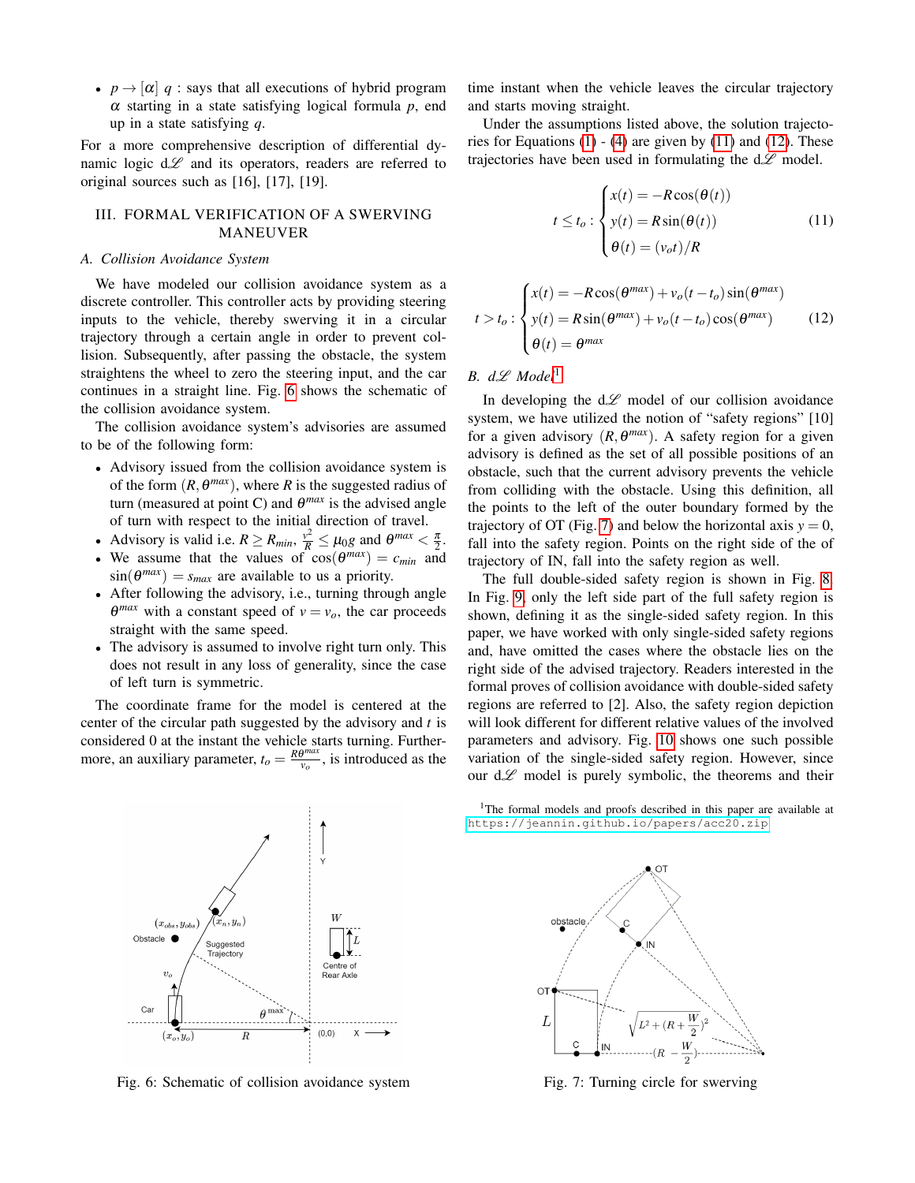- $p \rightarrow [\alpha]\ q$ : says that all executions of hybrid program $\alpha$ starting in a state satisfying logical formula $p$, end up in a state satisfying $q$.

For a more comprehensive description of differential dynamic logic d$\mathcal{L}$ and its operators, readers are referred to original sources such as [16], [17], [19].

## III. FORMAL VERIFICATION OF A SWERVING MANEUVER

### A. Collision Avoidance System

We have modeled our collision avoidance system as a discrete controller. This controller acts by providing steering inputs to the vehicle, thereby swerving it in a circular trajectory through a certain angle in order to prevent collision. Subsequently, after passing the obstacle, the system straightens the wheel to zero the steering input, and the car continues in a straight line. Fig. 6 shows the schematic of the collision avoidance system.

The collision avoidance system's advisories are assumed to be of the following form:

- Advisory issued from the collision avoidance system is of the form $(R, \theta^{max})$, where $R$ is the suggested radius of turn (measured at point C) and $\theta^{max}$ is the advised angle of turn with respect to the initial direction of travel.
- Advisory is valid i.e. $R \geq R_{min}$, $\frac{v^2}{R} \leq \mu_0 g$ and $\theta^{max} < \frac{\pi}{2}$.
- We assume that the values of $\cos(\theta^{max}) = c_{min}$ and $\sin(\theta^{max}) = s_{max}$ are available to us a priority.
- After following the advisory, i.e., turning through angle $\theta^{max}$ with a constant speed of $v = v_o$, the car proceeds straight with the same speed.
- The advisory is assumed to involve right turn only. This does not result in any loss of generality, since the case of left turn is symmetric.

The coordinate frame for the model is centered at the center of the circular path suggested by the advisory and $t$ is considered 0 at the instant the vehicle starts turning. Furthermore, an auxiliary parameter, $t_o = \frac{R\theta^{max}}{v_o}$, is introduced as the time instant when the vehicle leaves the circular trajectory and starts moving straight.

Under the assumptions listed above, the solution trajectories for Equations (1) - (4) are given by (11) and (12). These trajectories have been used in formulating the d$\mathcal{L}$ model.

$$t \leq t_o : \begin{cases} x(t) = -R\cos(\theta(t)) \\ y(t) = R\sin(\theta(t)) \\ \theta(t) = (v_o t)/R \end{cases} \tag{11}$$

$$t > t_o : \begin{cases} x(t) = -R\cos(\theta^{max}) + v_o(t - t_o)\sin(\theta^{max}) \\ y(t) = R\sin(\theta^{max}) + v_o(t - t_o)\cos(\theta^{max}) \\ \theta(t) = \theta^{max} \end{cases} \tag{12}$$

### B. d$\mathcal{L}$ Model[1]

In developing the d$\mathcal{L}$ model of our collision avoidance system, we have utilized the notion of "safety regions" [10] for a given advisory $(R, \theta^{max})$. A safety region for a given advisory is defined as the set of all possible positions of an obstacle, such that the current advisory prevents the vehicle from colliding with the obstacle. Using this definition, all the points to the left of the outer boundary formed by the trajectory of OT (Fig. 7) and below the horizontal axis $y = 0$, fall into the safety region. Points on the right side of the of trajectory of IN, fall into the safety region as well.

The full double-sided safety region is shown in Fig. 8. In Fig. 9, only the left side part of the full safety region is shown, defining it as the single-sided safety region. In this paper, we have worked with only single-sided safety regions and, have omitted the cases where the obstacle lies on the right side of the advised trajectory. Readers interested in the formal proves of collision avoidance with double-sided safety regions are referred to [2]. Also, the safety region depiction will look different for different relative values of the involved parameters and advisory. Fig. 10 shows one such possible variation of the single-sided safety region. However, since our d$\mathcal{L}$ model is purely symbolic, the theorems and their

[1]The formal models and proofs described in this paper are available at https://jeannin.github.io/papers/acc20.zip

Fig. 6: Schematic of collision avoidance system

Fig. 7: Turning circle for swerving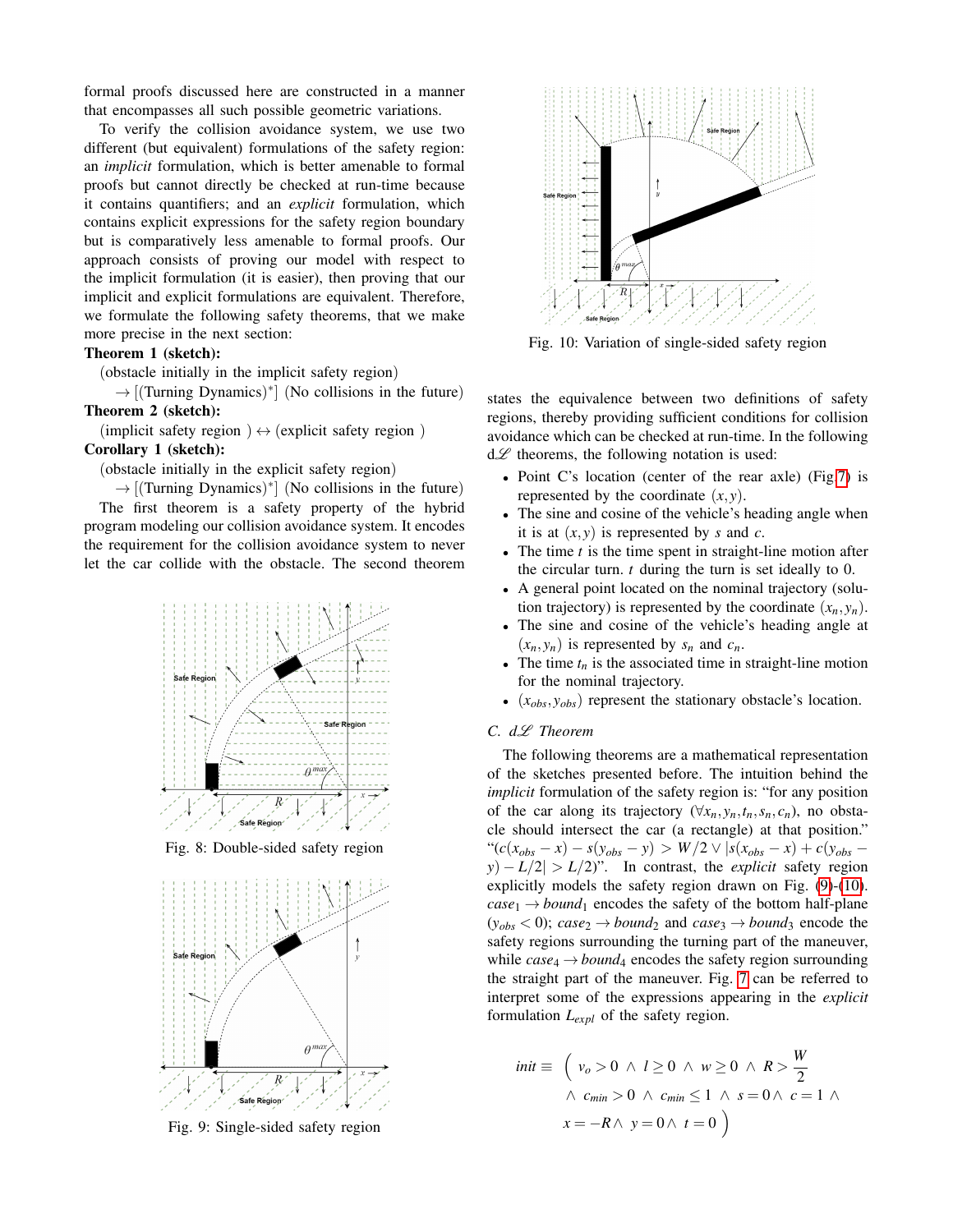formal proofs discussed here are constructed in a manner that encompasses all such possible geometric variations.

To verify the collision avoidance system, we use two different (but equivalent) formulations of the safety region: an *implicit* formulation, which is better amenable to formal proofs but cannot directly be checked at run-time because it contains quantifiers; and an *explicit* formulation, which contains explicit expressions for the safety region boundary but is comparatively less amenable to formal proofs. Our approach consists of proving our model with respect to the implicit formulation (it is easier), then proving that our implicit and explicit formulations are equivalent. Therefore, we formulate the following safety theorems, that we make more precise in the next section:

**Theorem 1 (sketch):**

(obstacle initially in the implicit safety region)
$\rightarrow$ [(Turning Dynamics)$^*$] (No collisions in the future)

**Theorem 2 (sketch):**

(implicit safety region ) $\leftrightarrow$ (explicit safety region )

**Corollary 1 (sketch):**

(obstacle initially in the explicit safety region)
$\rightarrow$ [(Turning Dynamics)$^*$] (No collisions in the future)

The first theorem is a safety property of the hybrid program modeling our collision avoidance system. It encodes the requirement for the collision avoidance system to never let the car collide with the obstacle. The second theorem states the equivalence between two definitions of safety regions, thereby providing sufficient conditions for collision avoidance which can be checked at run-time. In the following d$\mathscr{L}$ theorems, the following notation is used:

- Point C's location (center of the rear axle) (Fig 7) is represented by the coordinate $(x, y)$.
- The sine and cosine of the vehicle's heading angle when it is at $(x, y)$ is represented by $s$ and $c$.
- The time $t$ is the time spent in straight-line motion after the circular turn. $t$ during the turn is set ideally to 0.
- A general point located on the nominal trajectory (solution trajectory) is represented by the coordinate $(x_n, y_n)$.
- The sine and cosine of the vehicle's heading angle at $(x_n, y_n)$ is represented by $s_n$ and $c_n$.
- The time $t_n$ is the associated time in straight-line motion for the nominal trajectory.
- $(x_{obs}, y_{obs})$ represent the stationary obstacle's location.

Fig. 8: Double-sided safety region

Fig. 9: Single-sided safety region

Fig. 10: Variation of single-sided safety region

### C. d$\mathscr{L}$ Theorem

The following theorems are a mathematical representation of the sketches presented before. The intuition behind the *implicit* formulation of the safety region is: "for any position of the car along its trajectory ($\forall x_n, y_n, t_n, s_n, c_n$), no obstacle should intersect the car (a rectangle) at that position." "$(c(x_{obs} - x) - s(y_{obs} - y) > W/2 \vee |s(x_{obs} - x) + c(y_{obs} - y) - L/2| > L/2)$". In contrast, the *explicit* safety region explicitly models the safety region drawn on Fig. (9)-(10). $case_1 \rightarrow bound_1$ encodes the safety of the bottom half-plane ($y_{obs} < 0$); $case_2 \rightarrow bound_2$ and $case_3 \rightarrow bound_3$ encode the safety regions surrounding the turning part of the maneuver, while $case_4 \rightarrow bound_4$ encodes the safety region surrounding the straight part of the maneuver. Fig. 7 can be referred to interpret some of the expressions appearing in the *explicit* formulation $L_{expl}$ of the safety region.

$$
init \equiv \Big( \; v_o > 0 \; \wedge \; l \geq 0 \; \wedge \; w \geq 0 \; \wedge \; R > \frac{W}{2} \\
\wedge \; c_{min} > 0 \; \wedge \; c_{min} \leq 1 \; \wedge \; s = 0 \wedge \; c = 1 \; \wedge \\
x = -R \wedge \; y = 0 \wedge \; t = 0 \Big)
$$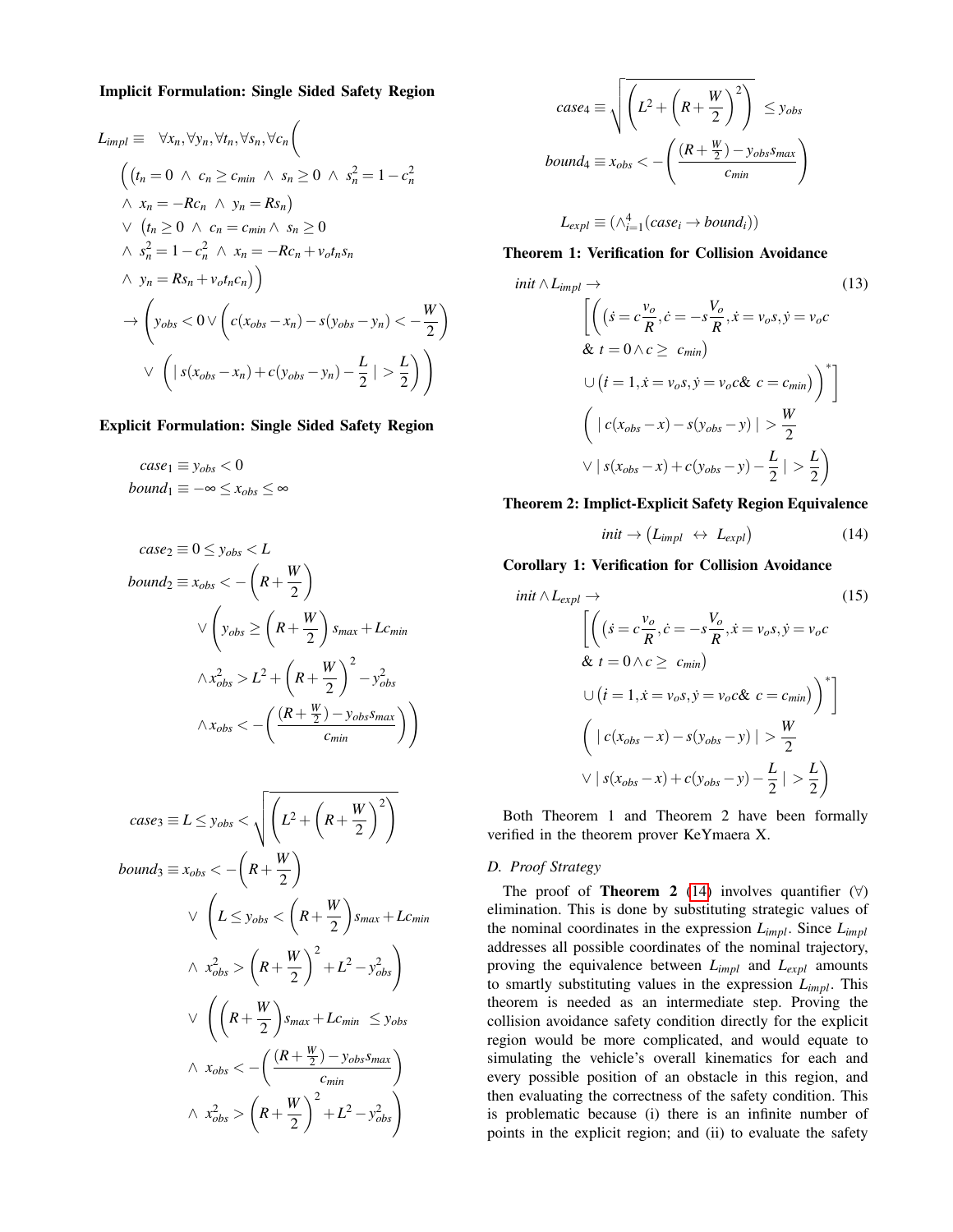**Implicit Formulation: Single Sided Safety Region**

$$
\begin{aligned}
L_{impl} \equiv \quad & \forall x_n, \forall y_n, \forall t_n, \forall s_n, \forall c_n \Bigg( \\
& \Big( \big(t_n = 0 \ \wedge\ c_n \geq c_{min} \ \wedge\ s_n \geq 0 \ \wedge\ s_n^2 = 1 - c_n^2 \\
& \wedge\ x_n = -Rc_n \ \wedge\ y_n = Rs_n\big) \\
& \vee\ \big(t_n \geq 0 \ \wedge\ c_n = c_{min} \wedge\ s_n \geq 0 \\
& \wedge\ s_n^2 = 1 - c_n^2 \ \wedge\ x_n = -Rc_n + v_o t_n s_n \\
& \wedge\ y_n = Rs_n + v_o t_n c_n\big)\Big) \\
& \rightarrow \left( y_{obs} < 0 \vee \left( c(x_{obs} - x_n) - s(y_{obs} - y_n) < -\frac{W}{2} \right) \right. \\
& \qquad \left. \vee\ \left( \mid s(x_{obs} - x_n) + c(y_{obs} - y_n) - \frac{L}{2} \mid > \frac{L}{2} \right) \right)
\end{aligned}
$$

**Explicit Formulation: Single Sided Safety Region**

$$
\begin{aligned}
case_1 &\equiv y_{obs} < 0 \\
bound_1 &\equiv -\infty \leq x_{obs} \leq \infty
\end{aligned}
$$

$$
\begin{aligned}
case_2 &\equiv 0 \leq y_{obs} < L \\
bound_2 &\equiv x_{obs} < -\left(R + \frac{W}{2}\right) \\
& \quad \vee \left( y_{obs} \geq \left(R + \frac{W}{2}\right) s_{max} + Lc_{min} \right. \\
& \quad \wedge x_{obs}^2 > L^2 + \left(R + \frac{W}{2}\right)^2 - y_{obs}^2 \\
& \quad \left. \wedge x_{obs} < -\left( \frac{(R + \frac{W}{2}) - y_{obs} s_{max}}{c_{min}} \right) \right)
\end{aligned}
$$

$$
\begin{aligned}
case_3 &\equiv L \leq y_{obs} < \sqrt{\left(L^2 + \left(R + \frac{W}{2}\right)^2\right)} \\
bound_3 &\equiv x_{obs} < -\left(R + \frac{W}{2}\right) \\
& \quad \vee \ \left( L \leq y_{obs} < \left(R + \frac{W}{2}\right) s_{max} + Lc_{min} \right. \\
& \quad \left. \wedge\ x_{obs}^2 > \left(R + \frac{W}{2}\right)^2 + L^2 - y_{obs}^2 \right) \\
& \quad \vee \ \left( \left(R + \frac{W}{2}\right) s_{max} + Lc_{min} \ \leq y_{obs} \right. \\
& \quad \wedge\ x_{obs} < -\left( \frac{(R + \frac{W}{2}) - y_{obs} s_{max}}{c_{min}} \right) \\
& \quad \left. \wedge\ x_{obs}^2 > \left(R + \frac{W}{2}\right)^2 + L^2 - y_{obs}^2 \right)
\end{aligned}
$$

$$
\begin{aligned}
case_4 &\equiv \sqrt{\left(L^2 + \left(R + \frac{W}{2}\right)^2\right)} \ \leq y_{obs} \\
bound_4 &\equiv x_{obs} < -\left( \frac{(R + \frac{W}{2}) - y_{obs} s_{max}}{c_{min}} \right)
\end{aligned}
$$

$$
L_{expl} \equiv (\wedge_{i=1}^{4} (case_i \rightarrow bound_i))
$$

**Theorem 1: Verification for Collision Avoidance**

$$
\begin{aligned}
& init \wedge L_{impl} \rightarrow \qquad\qquad (13) \\
& \quad \left[ \left( \left( \dot{s} = c\frac{v_o}{R}, \dot{c} = -s\frac{V_o}{R}, \dot{x} = v_o s, \dot{y} = v_o c \right. \right. \right. \\
& \quad \left. \& \ t = 0 \wedge c \geq \ c_{min} \right) \\
& \quad \left. \left. \cup \left( \dot{t} = 1, \dot{x} = v_o s, \dot{y} = v_o c \& \ c = c_{min} \right) \right)^* \right] \\
& \quad \left( \mid c(x_{obs} - x) - s(y_{obs} - y) \mid > \frac{W}{2} \right. \\
& \quad \left. \vee \mid s(x_{obs} - x) + c(y_{obs} - y) - \frac{L}{2} \mid > \frac{L}{2} \right)
\end{aligned}
$$

**Theorem 2: Implict-Explicit Safety Region Equivalence**

$$
init \rightarrow \left( L_{impl} \ \leftrightarrow \ L_{expl} \right) \qquad (14)
$$

**Corollary 1: Verification for Collision Avoidance**

$$
\begin{aligned}
& init \wedge L_{expl} \rightarrow \qquad\qquad (15) \\
& \quad \left[ \left( \left( \dot{s} = c\frac{v_o}{R}, \dot{c} = -s\frac{V_o}{R}, \dot{x} = v_o s, \dot{y} = v_o c \right. \right. \right. \\
& \quad \left. \& \ t = 0 \wedge c \geq \ c_{min} \right) \\
& \quad \left. \left. \cup \left( \dot{t} = 1, \dot{x} = v_o s, \dot{y} = v_o c \& \ c = c_{min} \right) \right)^* \right] \\
& \quad \left( \mid c(x_{obs} - x) - s(y_{obs} - y) \mid > \frac{W}{2} \right. \\
& \quad \left. \vee \mid s(x_{obs} - x) + c(y_{obs} - y) - \frac{L}{2} \mid > \frac{L}{2} \right)
\end{aligned}
$$

Both Theorem 1 and Theorem 2 have been formally verified in the theorem prover KeYmaera X.

### D. Proof Strategy

The proof of **Theorem 2** (14) involves quantifier ($\forall$) elimination. This is done by substituting strategic values of the nominal coordinates in the expression $L_{impl}$. Since $L_{impl}$ addresses all possible coordinates of the nominal trajectory, proving the equivalence between $L_{impl}$ and $L_{expl}$ amounts to smartly substituting values in the expression $L_{impl}$. This theorem is needed as an intermediate step. Proving the collision avoidance safety condition directly for the explicit region would be more complicated, and would equate to simulating the vehicle's overall kinematics for each and every possible position of an obstacle in this region, and then evaluating the correctness of the safety condition. This is problematic because (i) there is an infinite number of points in the explicit region; and (ii) to evaluate the safety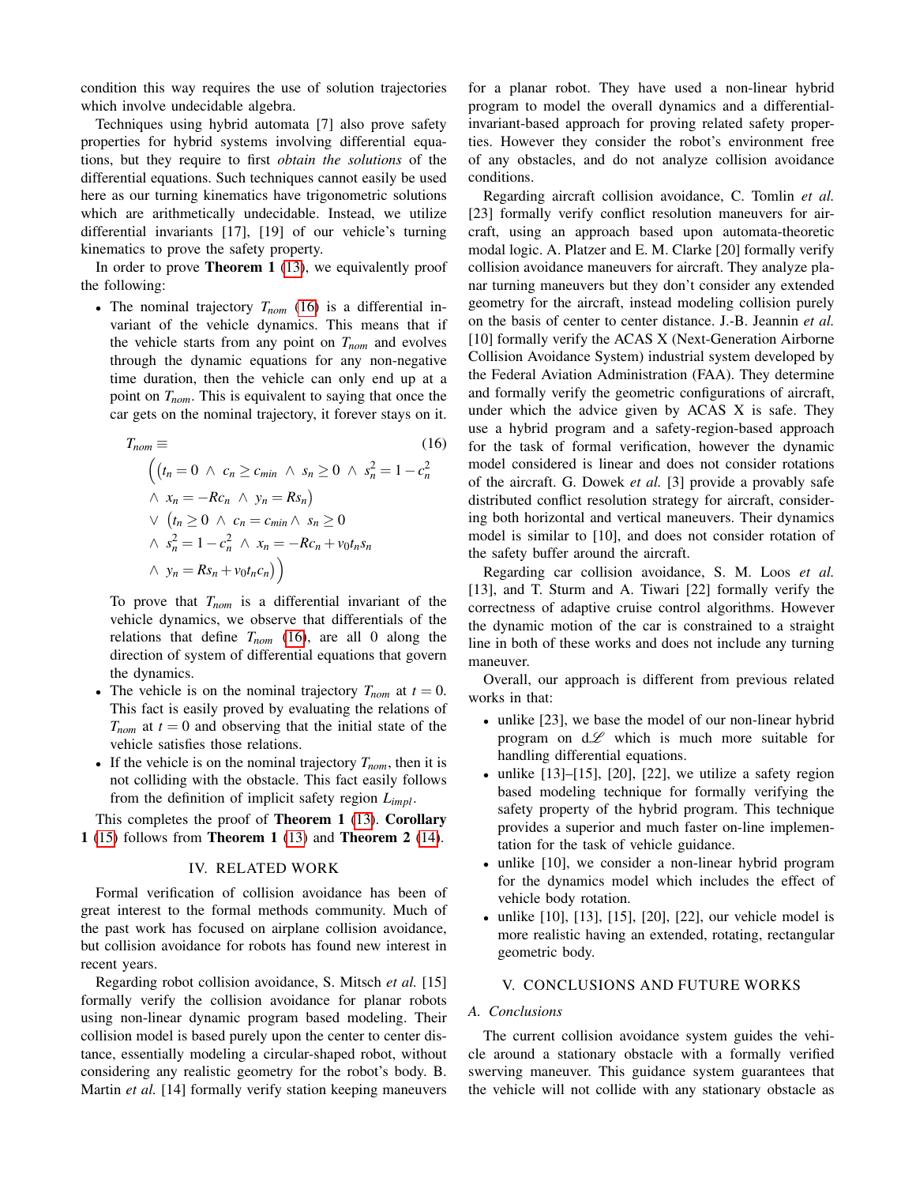condition this way requires the use of solution trajectories which involve undecidable algebra.

Techniques using hybrid automata [7] also prove safety properties for hybrid systems involving differential equations, but they require to first *obtain the solutions* of the differential equations. Such techniques cannot easily be used here as our turning kinematics have trigonometric solutions which are arithmetically undecidable. Instead, we utilize differential invariants [17], [19] of our vehicle's turning kinematics to prove the safety property.

In order to prove **Theorem 1** (13), we equivalently proof the following:

- The nominal trajectory $T_{nom}$ (16) is a differential invariant of the vehicle dynamics. This means that if the vehicle starts from any point on $T_{nom}$ and evolves through the dynamic equations for any non-negative time duration, then the vehicle can only end up at a point on $T_{nom}$. This is equivalent to saying that once the car gets on the nominal trajectory, it forever stays on it.

$$
\begin{aligned}
T_{nom} \equiv & \quad\quad\quad\quad\quad\quad\quad\quad\quad\quad\quad\quad\quad\quad\quad\quad\quad\quad\quad\quad (16)\\
& \Big( \big(t_n = 0 \ \wedge\ c_n \geq c_{min} \ \wedge\ s_n \geq 0 \ \wedge\ s_n^2 = 1 - c_n^2 \\
& \wedge\ x_n = -Rc_n \ \wedge\ y_n = Rs_n \big) \\
& \vee\ \big(t_n \geq 0 \ \wedge\ c_n = c_{min} \wedge\ s_n \geq 0 \\
& \wedge\ s_n^2 = 1 - c_n^2 \ \wedge\ x_n = -Rc_n + v_0 t_n s_n \\
& \wedge\ y_n = Rs_n + v_0 t_n c_n \big) \Big)
\end{aligned}
$$

  To prove that $T_{nom}$ is a differential invariant of the vehicle dynamics, we observe that differentials of the relations that define $T_{nom}$ (16), are all 0 along the direction of system of differential equations that govern the dynamics.

- The vehicle is on the nominal trajectory $T_{nom}$ at $t = 0$. This fact is easily proved by evaluating the relations of $T_{nom}$ at $t = 0$ and observing that the initial state of the vehicle satisfies those relations.
- If the vehicle is on the nominal trajectory $T_{nom}$, then it is not colliding with the obstacle. This fact easily follows from the definition of implicit safety region $L_{impl}$.

This completes the proof of **Theorem 1** (13). **Corollary 1** (15) follows from **Theorem 1** (13) and **Theorem 2** (14).

## IV. RELATED WORK

Formal verification of collision avoidance has been of great interest to the formal methods community. Much of the past work has focused on airplane collision avoidance, but collision avoidance for robots has found new interest in recent years.

Regarding robot collision avoidance, S. Mitsch *et al.* [15] formally verify the collision avoidance for planar robots using non-linear dynamic program based modeling. Their collision model is based purely upon the center to center distance, essentially modeling a circular-shaped robot, without considering any realistic geometry for the robot's body. B. Martin *et al.* [14] formally verify station keeping maneuvers for a planar robot. They have used a non-linear hybrid program to model the overall dynamics and a differential-invariant-based approach for proving related safety properties. However they consider the robot's environment free of any obstacles, and do not analyze collision avoidance conditions.

Regarding aircraft collision avoidance, C. Tomlin *et al.* [23] formally verify conflict resolution maneuvers for aircraft, using an approach based upon automata-theoretic modal logic. A. Platzer and E. M. Clarke [20] formally verify collision avoidance maneuvers for aircraft. They analyze planar turning maneuvers but they don't consider any extended geometry for the aircraft, instead modeling collision purely on the basis of center to center distance. J.-B. Jeannin *et al.* [10] formally verify the ACAS X (Next-Generation Airborne Collision Avoidance System) industrial system developed by the Federal Aviation Administration (FAA). They determine and formally verify the geometric configurations of aircraft, under which the advice given by ACAS X is safe. They use a hybrid program and a safety-region-based approach for the task of formal verification, however the dynamic model considered is linear and does not consider rotations of the aircraft. G. Dowek *et al.* [3] provide a provably safe distributed conflict resolution strategy for aircraft, considering both horizontal and vertical maneuvers. Their dynamics model is similar to [10], and does not consider rotation of the safety buffer around the aircraft.

Regarding car collision avoidance, S. M. Loos *et al.* [13], and T. Sturm and A. Tiwari [22] formally verify the correctness of adaptive cruise control algorithms. However the dynamic motion of the car is constrained to a straight line in both of these works and does not include any turning maneuver.

Overall, our approach is different from previous related works in that:

- unlike [23], we base the model of our non-linear hybrid program on $d\mathscr{L}$ which is much more suitable for handling differential equations.
- unlike [13]–[15], [20], [22], we utilize a safety region based modeling technique for formally verifying the safety property of the hybrid program. This technique provides a superior and much faster on-line implementation for the task of vehicle guidance.
- unlike [10], we consider a non-linear hybrid program for the dynamics model which includes the effect of vehicle body rotation.
- unlike [10], [13], [15], [20], [22], our vehicle model is more realistic having an extended, rotating, rectangular geometric body.

## V. CONCLUSIONS AND FUTURE WORKS

### A. Conclusions

The current collision avoidance system guides the vehicle around a stationary obstacle with a formally verified swerving maneuver. This guidance system guarantees that the vehicle will not collide with any stationary obstacle as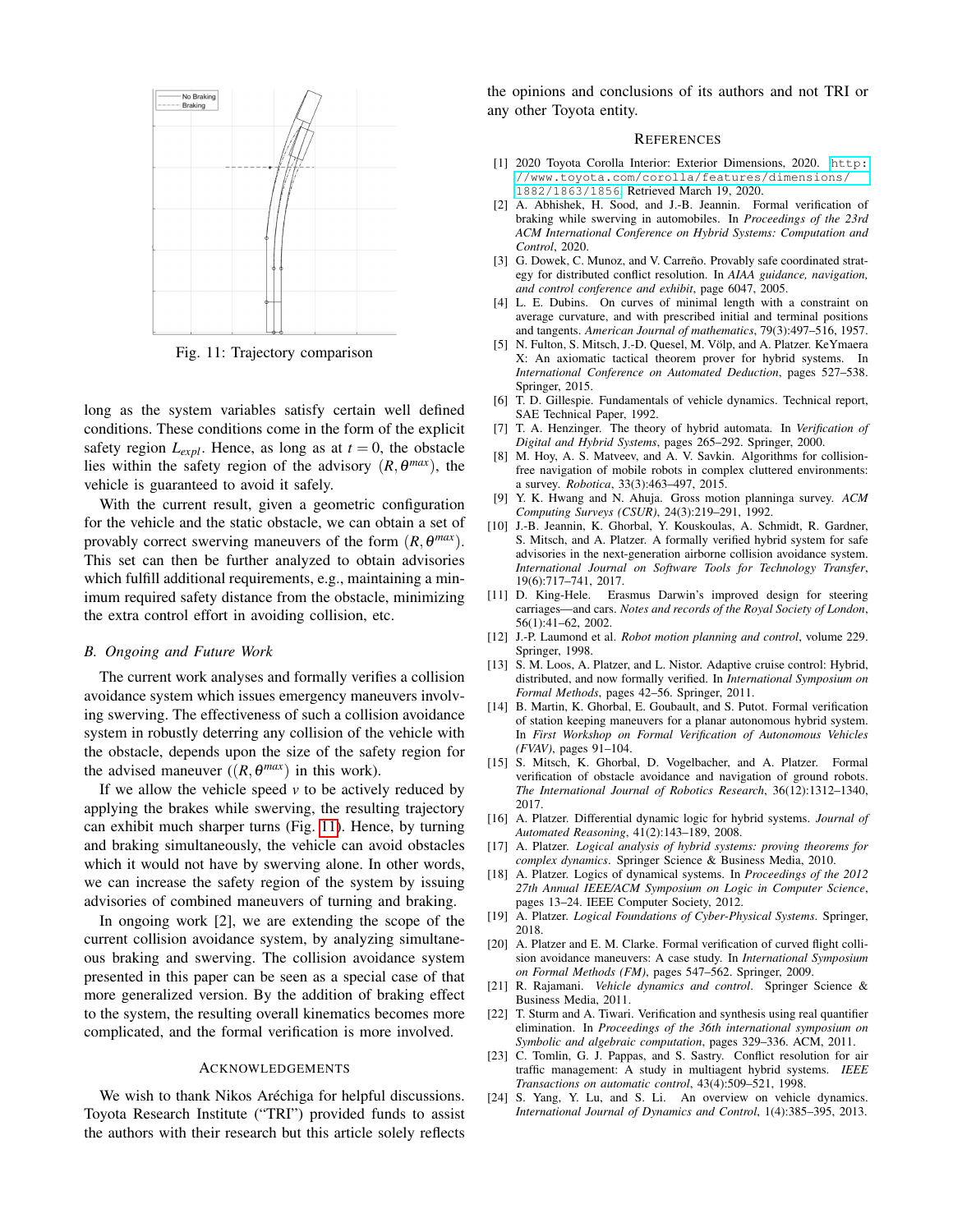No Braking
Braking

Fig. 11: Trajectory comparison

long as the system variables satisfy certain well defined conditions. These conditions come in the form of the explicit safety region $L_{expl}$. Hence, as long as at $t = 0$, the obstacle lies within the safety region of the advisory $(R, \theta^{max})$, the vehicle is guaranteed to avoid it safely.

With the current result, given a geometric configuration for the vehicle and the static obstacle, we can obtain a set of provably correct swerving maneuvers of the form $(R, \theta^{max})$. This set can then be further analyzed to obtain advisories which fulfill additional requirements, e.g., maintaining a minimum required safety distance from the obstacle, minimizing the extra control effort in avoiding collision, etc.

### B. Ongoing and Future Work

The current work analyses and formally verifies a collision avoidance system which issues emergency maneuvers involving swerving. The effectiveness of such a collision avoidance system in robustly deterring any collision of the vehicle with the obstacle, depends upon the size of the safety region for the advised maneuver ($(R, \theta^{max})$ in this work).

If we allow the vehicle speed $v$ to be actively reduced by applying the brakes while swerving, the resulting trajectory can exhibit much sharper turns (Fig. 11). Hence, by turning and braking simultaneously, the vehicle can avoid obstacles which it would not have by swerving alone. In other words, we can increase the safety region of the system by issuing advisories of combined maneuvers of turning and braking.

In ongoing work [2], we are extending the scope of the current collision avoidance system, by analyzing simultaneous braking and swerving. The collision avoidance system presented in this paper can be seen as a special case of that more generalized version. By the addition of braking effect to the system, the resulting overall kinematics becomes more complicated, and the formal verification is more involved.

## Acknowledgements

We wish to thank Nikos Aréchiga for helpful discussions. Toyota Research Institute ("TRI") provided funds to assist the authors with their research but this article solely reflects the opinions and conclusions of its authors and not TRI or any other Toyota entity.

## References

[1] 2020 Toyota Corolla Interior: Exterior Dimensions, 2020. http://www.toyota.com/corolla/features/dimensions/1882/1863/1856. Retrieved March 19, 2020.

[2] A. Abhishek, H. Sood, and J.-B. Jeannin. Formal verification of braking while swerving in automobiles. In *Proceedings of the 23rd ACM International Conference on Hybrid Systems: Computation and Control*, 2020.

[3] G. Dowek, C. Munoz, and V. Carreño. Provably safe coordinated strategy for distributed conflict resolution. In *AIAA guidance, navigation, and control conference and exhibit*, page 6047, 2005.

[4] L. E. Dubins. On curves of minimal length with a constraint on average curvature, and with prescribed initial and terminal positions and tangents. *American Journal of mathematics*, 79(3):497–516, 1957.

[5] N. Fulton, S. Mitsch, J.-D. Quesel, M. Völp, and A. Platzer. KeYmaera X: An axiomatic tactical theorem prover for hybrid systems. In *International Conference on Automated Deduction*, pages 527–538. Springer, 2015.

[6] T. D. Gillespie. Fundamentals of vehicle dynamics. Technical report, SAE Technical Paper, 1992.

[7] T. A. Henzinger. The theory of hybrid automata. In *Verification of Digital and Hybrid Systems*, pages 265–292. Springer, 2000.

[8] M. Hoy, A. S. Matveev, and A. V. Savkin. Algorithms for collision-free navigation of mobile robots in complex cluttered environments: a survey. *Robotica*, 33(3):463–497, 2015.

[9] Y. K. Hwang and N. Ahuja. Gross motion planninga survey. *ACM Computing Surveys (CSUR)*, 24(3):219–291, 1992.

[10] J.-B. Jeannin, K. Ghorbal, Y. Kouskoulas, A. Schmidt, R. Gardner, S. Mitsch, and A. Platzer. A formally verified hybrid system for safe advisories in the next-generation airborne collision avoidance system. *International Journal on Software Tools for Technology Transfer*, 19(6):717–741, 2017.

[11] D. King-Hele. Erasmus Darwin's improved design for steering carriages—and cars. *Notes and records of the Royal Society of London*, 56(1):41–62, 2002.

[12] J.-P. Laumond et al. *Robot motion planning and control*, volume 229. Springer, 1998.

[13] S. M. Loos, A. Platzer, and L. Nistor. Adaptive cruise control: Hybrid, distributed, and now formally verified. In *International Symposium on Formal Methods*, pages 42–56. Springer, 2011.

[14] B. Martin, K. Ghorbal, E. Goubault, and S. Putot. Formal verification of station keeping maneuvers for a planar autonomous hybrid system. In *First Workshop on Formal Verification of Autonomous Vehicles (FVAV)*, pages 91–104.

[15] S. Mitsch, K. Ghorbal, D. Vogelbacher, and A. Platzer. Formal verification of obstacle avoidance and navigation of ground robots. *The International Journal of Robotics Research*, 36(12):1312–1340, 2017.

[16] A. Platzer. Differential dynamic logic for hybrid systems. *Journal of Automated Reasoning*, 41(2):143–189, 2008.

[17] A. Platzer. *Logical analysis of hybrid systems: proving theorems for complex dynamics*. Springer Science & Business Media, 2010.

[18] A. Platzer. Logics of dynamical systems. In *Proceedings of the 2012 27th Annual IEEE/ACM Symposium on Logic in Computer Science*, pages 13–24. IEEE Computer Society, 2012.

[19] A. Platzer. *Logical Foundations of Cyber-Physical Systems*. Springer, 2018.

[20] A. Platzer and E. M. Clarke. Formal verification of curved flight collision avoidance maneuvers: A case study. In *International Symposium on Formal Methods (FM)*, pages 547–562. Springer, 2009.

[21] R. Rajamani. *Vehicle dynamics and control*. Springer Science & Business Media, 2011.

[22] T. Sturm and A. Tiwari. Verification and synthesis using real quantifier elimination. In *Proceedings of the 36th international symposium on Symbolic and algebraic computation*, pages 329–336. ACM, 2011.

[23] C. Tomlin, G. J. Pappas, and S. Sastry. Conflict resolution for air traffic management: A study in multiagent hybrid systems. *IEEE Transactions on automatic control*, 43(4):509–521, 1998.

[24] S. Yang, Y. Lu, and S. Li. An overview on vehicle dynamics. *International Journal of Dynamics and Control*, 1(4):385–395, 2013.